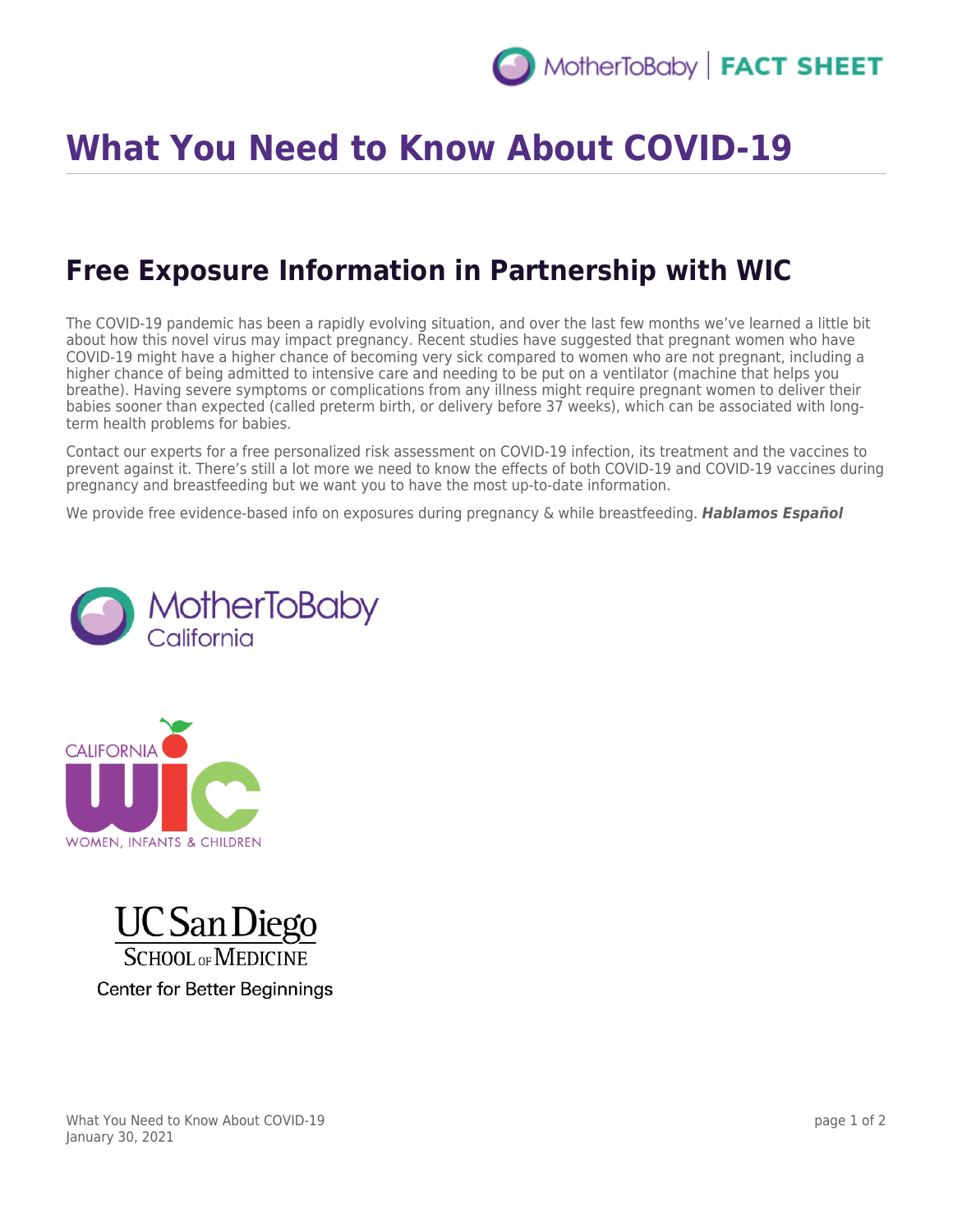# What You Need to Know About COVID-19

## Free Exposure Information in Partnership with WIC

The COVID-19 pandemic has been a rapidly evolving situation, and over the last few months we've learned a little bit about how this novel virus may impact pregnancy. Recent studies have suggested that pregnant women who have COVID-19 might have a higher chance of becoming very sick compared to women who are not pregnant, including a higher chance of being admitted to intensive care and needing to be put on a ventilator (machine that helps you breathe). Having severe symptoms or complications from any illness might require pregnant women to deliver their babies sooner than expected (called preterm birth, or delivery before 37 weeks), which can be associated with long-term health problems for babies.

Contact our experts for a free personalized risk assessment on COVID-19 infection, its treatment and the vaccines to prevent against it. There's still a lot more we need to know the effects of both COVID-19 and COVID-19 vaccines during pregnancy and breastfeeding but we want you to have the most up-to-date information.

We provide free evidence-based info on exposures during pregnancy & while breastfeeding. ***Hablamos Español***

MotherToBaby California

CALIFORNIA WIC
WOMEN, INFANTS & CHILDREN

UC San Diego
School of Medicine
Center for Better Beginnings

January 30, 2021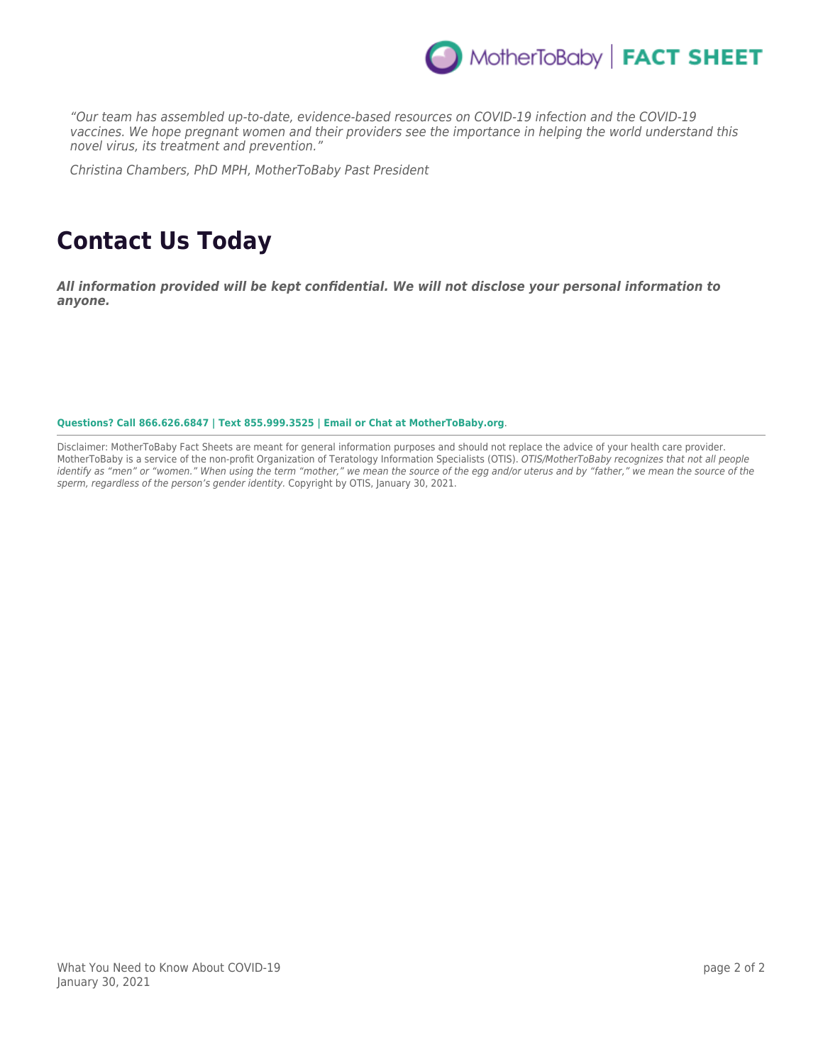*"Our team has assembled up-to-date, evidence-based resources on COVID-19 infection and the COVID-19 vaccines. We hope pregnant women and their providers see the importance in helping the world understand this novel virus, its treatment and prevention."*

*Christina Chambers, PhD MPH, MotherToBaby Past President*

# Contact Us Today

***All information provided will be kept confidential. We will not disclose your personal information to anyone.***

**Questions? Call 866.626.6847 | Text 855.999.3525 | Email or Chat at MotherToBaby.org**.

Disclaimer: MotherToBaby Fact Sheets are meant for general information purposes and should not replace the advice of your health care provider. MotherToBaby is a service of the non-profit Organization of Teratology Information Specialists (OTIS). *OTIS/MotherToBaby recognizes that not all people identify as "men" or "women." When using the term "mother," we mean the source of the egg and/or uterus and by "father," we mean the source of the sperm, regardless of the person's gender identity.* Copyright by OTIS, January 30, 2021.